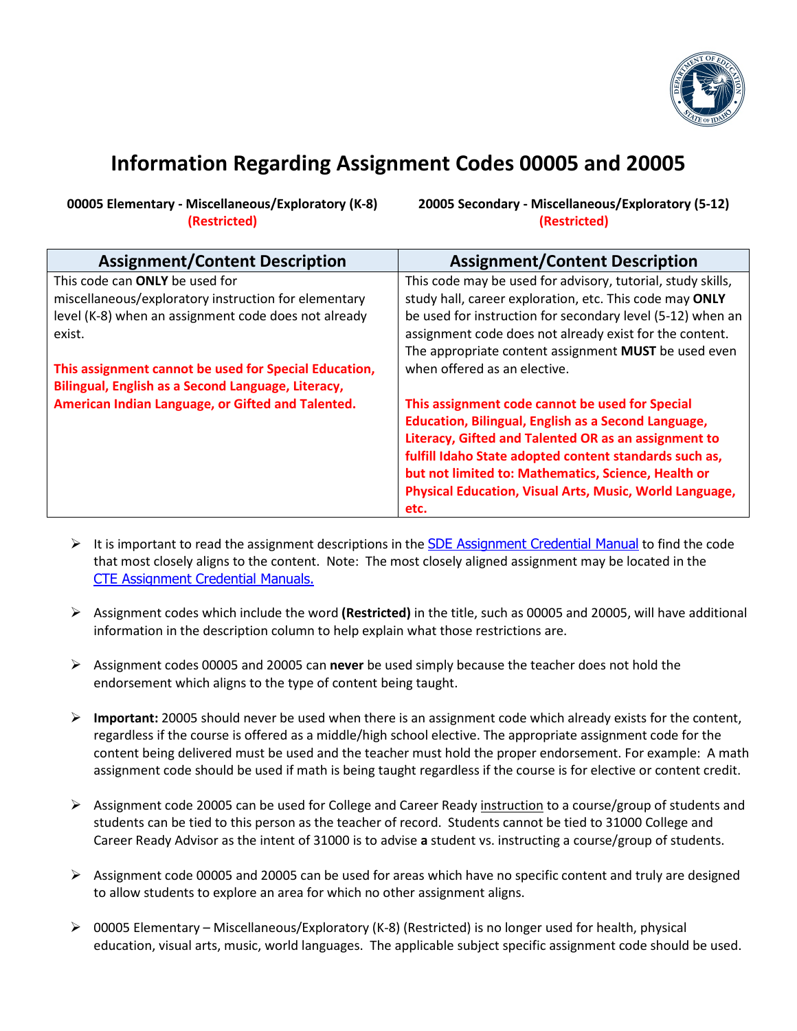# Information Regarding Assignment Codes 00005 and 20005

| 00005 Elementary - Miscellaneous/Exploratory (K-8) **(Restricted)** | 20005 Secondary - Miscellaneous/Exploratory (5-12) **(Restricted)** |
|---|---|
| **Assignment/Content Description** | **Assignment/Content Description** |
| This code can **ONLY** be used for miscellaneous/exploratory instruction for elementary level (K-8) when an assignment code does not already exist.<br><br>**This assignment cannot be used for Special Education, Bilingual, English as a Second Language, Literacy, American Indian Language, or Gifted and Talented.** | This code may be used for advisory, tutorial, study skills, study hall, career exploration, etc. This code may **ONLY** be used for instruction for secondary level (5-12) when an assignment code does not already exist for the content. The appropriate content assignment **MUST** be used even when offered as an elective.<br><br>**This assignment code cannot be used for Special Education, Bilingual, English as a Second Language, Literacy, Gifted and Talented OR as an assignment to fulfill Idaho State adopted content standards such as, but not limited to: Mathematics, Science, Health or Physical Education, Visual Arts, Music, World Language, etc.** |

- It is important to read the assignment descriptions in the SDE Assignment Credential Manual to find the code that most closely aligns to the content. Note: The most closely aligned assignment may be located in the CTE Assignment Credential Manuals.

- Assignment codes which include the word **(Restricted)** in the title, such as 00005 and 20005, will have additional information in the description column to help explain what those restrictions are.

- Assignment codes 00005 and 20005 can **never** be used simply because the teacher does not hold the endorsement which aligns to the type of content being taught.

- **Important:** 20005 should never be used when there is an assignment code which already exists for the content, regardless if the course is offered as a middle/high school elective. The appropriate assignment code for the content being delivered must be used and the teacher must hold the proper endorsement. For example: A math assignment code should be used if math is being taught regardless if the course is for elective or content credit.

- Assignment code 20005 can be used for College and Career Ready instruction to a course/group of students and students can be tied to this person as the teacher of record. Students cannot be tied to 31000 College and Career Ready Advisor as the intent of 31000 is to advise **a** student vs. instructing a course/group of students.

- Assignment code 00005 and 20005 can be used for areas which have no specific content and truly are designed to allow students to explore an area for which no other assignment aligns.

- 00005 Elementary – Miscellaneous/Exploratory (K-8) (Restricted) is no longer used for health, physical education, visual arts, music, world languages. The applicable subject specific assignment code should be used.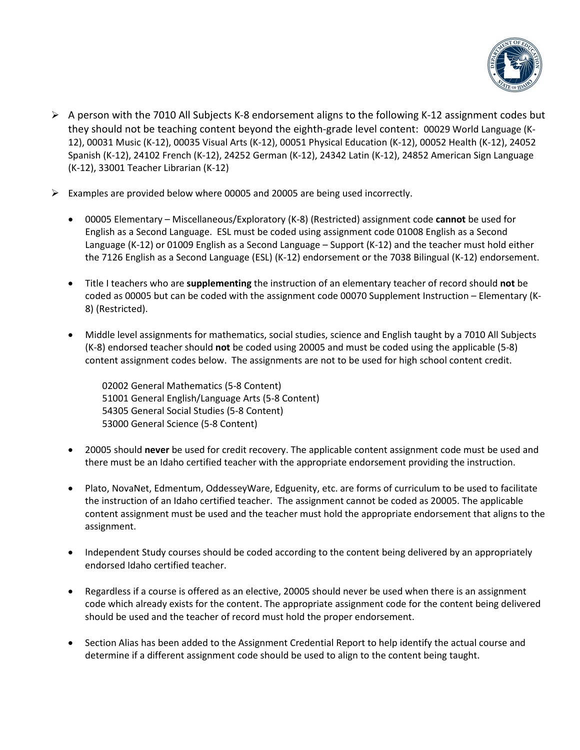- A person with the 7010 All Subjects K-8 endorsement aligns to the following K-12 assignment codes but they should not be teaching content beyond the eighth-grade level content: 00029 World Language (K-12), 00031 Music (K-12), 00035 Visual Arts (K-12), 00051 Physical Education (K-12), 00052 Health (K-12), 24052 Spanish (K-12), 24102 French (K-12), 24252 German (K-12), 24342 Latin (K-12), 24852 American Sign Language (K-12), 33001 Teacher Librarian (K-12)

- Examples are provided below where 00005 and 20005 are being used incorrectly.

  - 00005 Elementary – Miscellaneous/Exploratory (K-8) (Restricted) assignment code **cannot** be used for English as a Second Language. ESL must be coded using assignment code 01008 English as a Second Language (K-12) or 01009 English as a Second Language – Support (K-12) and the teacher must hold either the 7126 English as a Second Language (ESL) (K-12) endorsement or the 7038 Bilingual (K-12) endorsement.

  - Title I teachers who are **supplementing** the instruction of an elementary teacher of record should **not** be coded as 00005 but can be coded with the assignment code 00070 Supplement Instruction – Elementary (K-8) (Restricted).

  - Middle level assignments for mathematics, social studies, science and English taught by a 7010 All Subjects (K-8) endorsed teacher should **not** be coded using 20005 and must be coded using the applicable (5-8) content assignment codes below. The assignments are not to be used for high school content credit.

    02002 General Mathematics (5-8 Content)
    51001 General English/Language Arts (5-8 Content)
    54305 General Social Studies (5-8 Content)
    53000 General Science (5-8 Content)

  - 20005 should **never** be used for credit recovery. The applicable content assignment code must be used and there must be an Idaho certified teacher with the appropriate endorsement providing the instruction.

  - Plato, NovaNet, Edmentum, OddesseyWare, Edguenity, etc. are forms of curriculum to be used to facilitate the instruction of an Idaho certified teacher. The assignment cannot be coded as 20005. The applicable content assignment must be used and the teacher must hold the appropriate endorsement that aligns to the assignment.

  - Independent Study courses should be coded according to the content being delivered by an appropriately endorsed Idaho certified teacher.

  - Regardless if a course is offered as an elective, 20005 should never be used when there is an assignment code which already exists for the content. The appropriate assignment code for the content being delivered should be used and the teacher of record must hold the proper endorsement.

  - Section Alias has been added to the Assignment Credential Report to help identify the actual course and determine if a different assignment code should be used to align to the content being taught.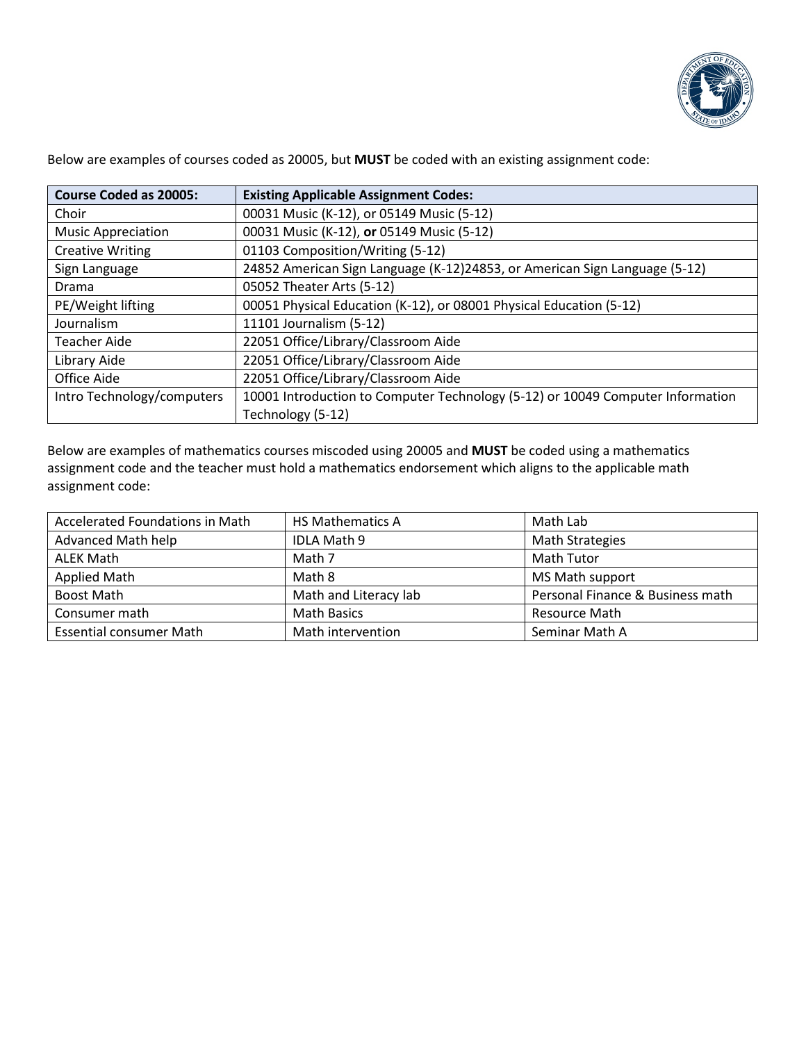Below are examples of courses coded as 20005, but **MUST** be coded with an existing assignment code:

| **Course Coded as 20005:** | **Existing Applicable Assignment Codes:** |
|---|---|
| Choir | 00031 Music (K-12), or 05149 Music (5-12) |
| Music Appreciation | 00031 Music (K-12), **or** 05149 Music (5-12) |
| Creative Writing | 01103 Composition/Writing (5-12) |
| Sign Language | 24852 American Sign Language (K-12)24853, or American Sign Language (5-12) |
| Drama | 05052 Theater Arts (5-12) |
| PE/Weight lifting | 00051 Physical Education (K-12), or 08001 Physical Education (5-12) |
| Journalism | 11101 Journalism (5-12) |
| Teacher Aide | 22051 Office/Library/Classroom Aide |
| Library Aide | 22051 Office/Library/Classroom Aide |
| Office Aide | 22051 Office/Library/Classroom Aide |
| Intro Technology/computers | 10001 Introduction to Computer Technology (5-12) or 10049 Computer Information Technology (5-12) |

Below are examples of mathematics courses miscoded using 20005 and **MUST** be coded using a mathematics assignment code and the teacher must hold a mathematics endorsement which aligns to the applicable math assignment code:

| | | |
|---|---|---|
| Accelerated Foundations in Math | HS Mathematics A | Math Lab |
| Advanced Math help | IDLA Math 9 | Math Strategies |
| ALEK Math | Math 7 | Math Tutor |
| Applied Math | Math 8 | MS Math support |
| Boost Math | Math and Literacy lab | Personal Finance & Business math |
| Consumer math | Math Basics | Resource Math |
| Essential consumer Math | Math intervention | Seminar Math A |